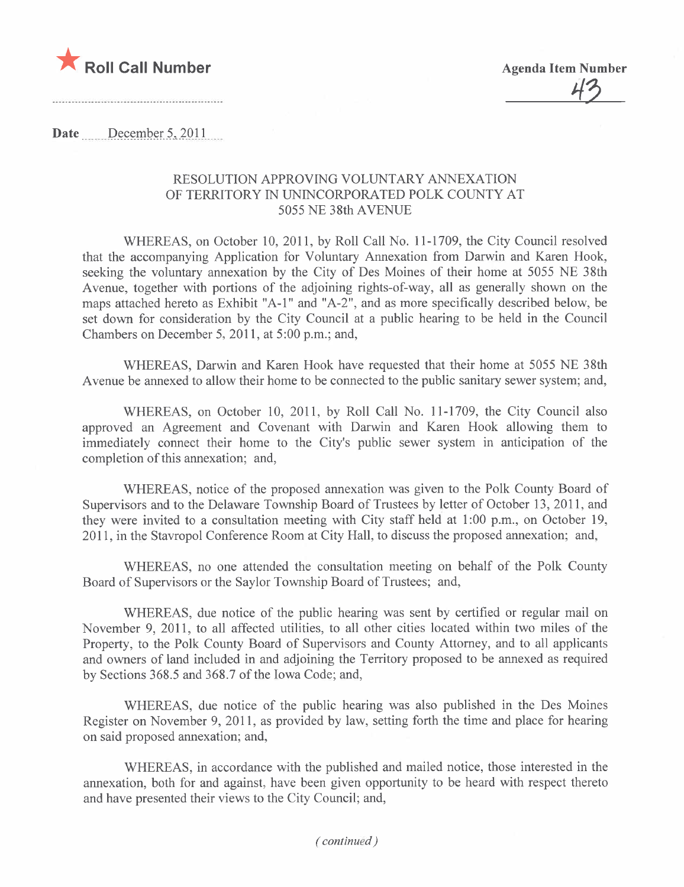★ **Roll Call Number**

**Agenda Item Number**

43

**Date** December 5, 2011

RESOLUTION APPROVING VOLUNTARY ANNEXATION OF TERRITORY IN UNINCORPORATED POLK COUNTY AT 5055 NE 38th AVENUE

WHEREAS, on October 10, 2011, by Roll Call No. 11-1709, the City Council resolved that the accompanying Application for Voluntary Annexation from Darwin and Karen Hook, seeking the voluntary annexation by the City of Des Moines of their home at 5055 NE 38th Avenue, together with portions of the adjoining rights-of-way, all as generally shown on the maps attached hereto as Exhibit "A-1" and "A-2", and as more specifically described below, be set down for consideration by the City Council at a public hearing to be held in the Council Chambers on December 5, 2011, at 5:00 p.m.; and,

WHEREAS, Darwin and Karen Hook have requested that their home at 5055 NE 38th Avenue be annexed to allow their home to be connected to the public sanitary sewer system; and,

WHEREAS, on October 10, 2011, by Roll Call No. 11-1709, the City Council also approved an Agreement and Covenant with Darwin and Karen Hook allowing them to immediately connect their home to the City's public sewer system in anticipation of the completion of this annexation; and,

WHEREAS, notice of the proposed annexation was given to the Polk County Board of Supervisors and to the Delaware Township Board of Trustees by letter of October 13, 2011, and they were invited to a consultation meeting with City staff held at 1:00 p.m., on October 19, 2011, in the Stavropol Conference Room at City Hall, to discuss the proposed annexation; and,

WHEREAS, no one attended the consultation meeting on behalf of the Polk County Board of Supervisors or the Saylor Township Board of Trustees; and,

WHEREAS, due notice of the public hearing was sent by certified or regular mail on November 9, 2011, to all affected utilities, to all other cities located within two miles of the Property, to the Polk County Board of Supervisors and County Attorney, and to all applicants and owners of land included in and adjoining the Territory proposed to be annexed as required by Sections 368.5 and 368.7 of the Iowa Code; and,

WHEREAS, due notice of the public hearing was also published in the Des Moines Register on November 9, 2011, as provided by law, setting forth the time and place for hearing on said proposed annexation; and,

WHEREAS, in accordance with the published and mailed notice, those interested in the annexation, both for and against, have been given opportunity to be heard with respect thereto and have presented their views to the City Council; and,

*(continued)*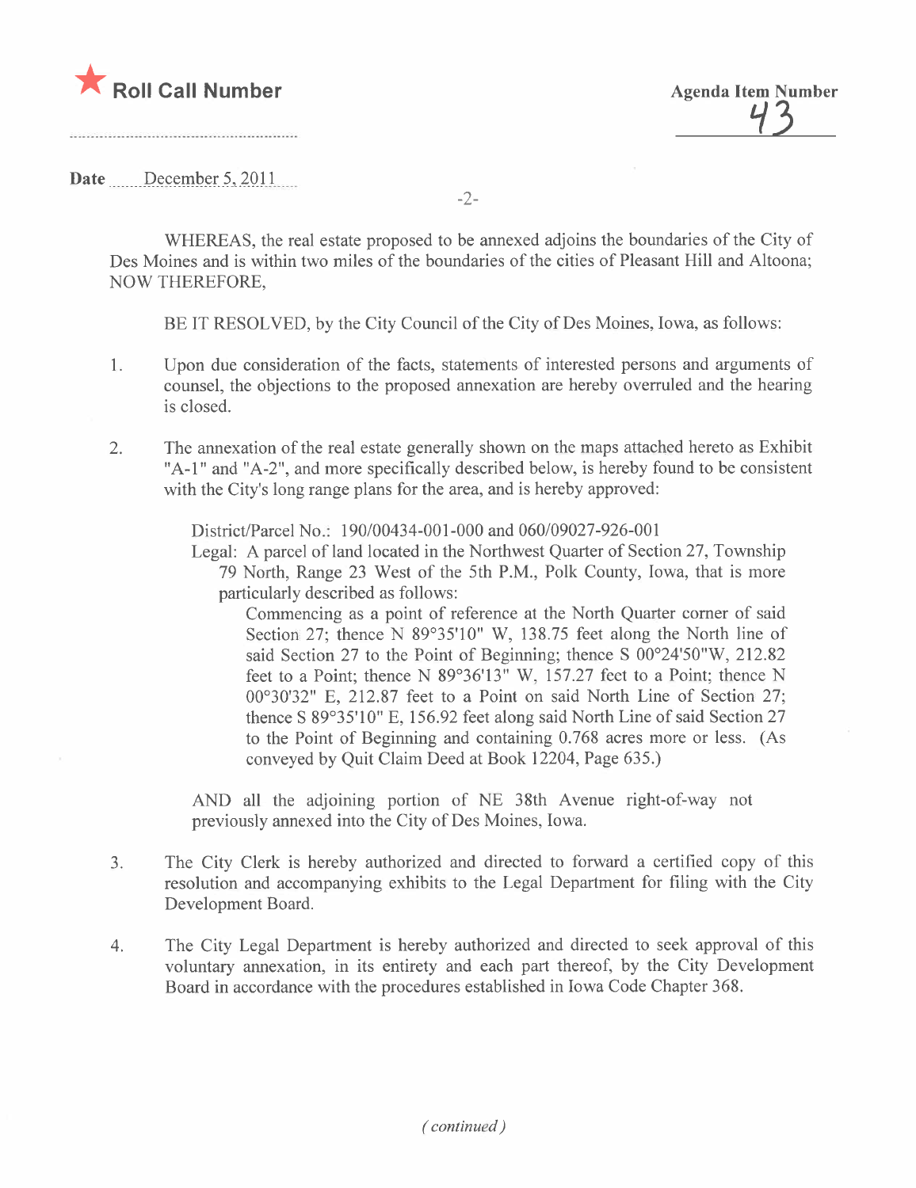★ Roll Call Number

Agenda Item Number 43

Date December 5, 2011

WHEREAS, the real estate proposed to be annexed adjoins the boundaries of the City of Des Moines and is within two miles of the boundaries of the cities of Pleasant Hill and Altoona; NOW THEREFORE,

BE IT RESOLVED, by the City Council of the City of Des Moines, Iowa, as follows:

1. Upon due consideration of the facts, statements of interested persons and arguments of counsel, the objections to the proposed annexation are hereby overruled and the hearing is closed.

2. The annexation of the real estate generally shown on the maps attached hereto as Exhibit "A-1" and "A-2", and more specifically described below, is hereby found to be consistent with the City's long range plans for the area, and is hereby approved:

   District/Parcel No.: 190/00434-001-000 and 060/09027-926-001
   
   Legal: A parcel of land located in the Northwest Quarter of Section 27, Township 79 North, Range 23 West of the 5th P.M., Polk County, Iowa, that is more particularly described as follows:
   
   Commencing as a point of reference at the North Quarter corner of said Section 27; thence N 89°35'10" W, 138.75 feet along the North line of said Section 27 to the Point of Beginning; thence S 00°24'50"W, 212.82 feet to a Point; thence N 89°36'13" W, 157.27 feet to a Point; thence N 00°30'32" E, 212.87 feet to a Point on said North Line of Section 27; thence S 89°35'10" E, 156.92 feet along said North Line of said Section 27 to the Point of Beginning and containing 0.768 acres more or less. (As conveyed by Quit Claim Deed at Book 12204, Page 635.)

   AND all the adjoining portion of NE 38th Avenue right-of-way not previously annexed into the City of Des Moines, Iowa.

3. The City Clerk is hereby authorized and directed to forward a certified copy of this resolution and accompanying exhibits to the Legal Department for filing with the City Development Board.

4. The City Legal Department is hereby authorized and directed to seek approval of this voluntary annexation, in its entirety and each part thereof, by the City Development Board in accordance with the procedures established in Iowa Code Chapter 368.

*(continued)*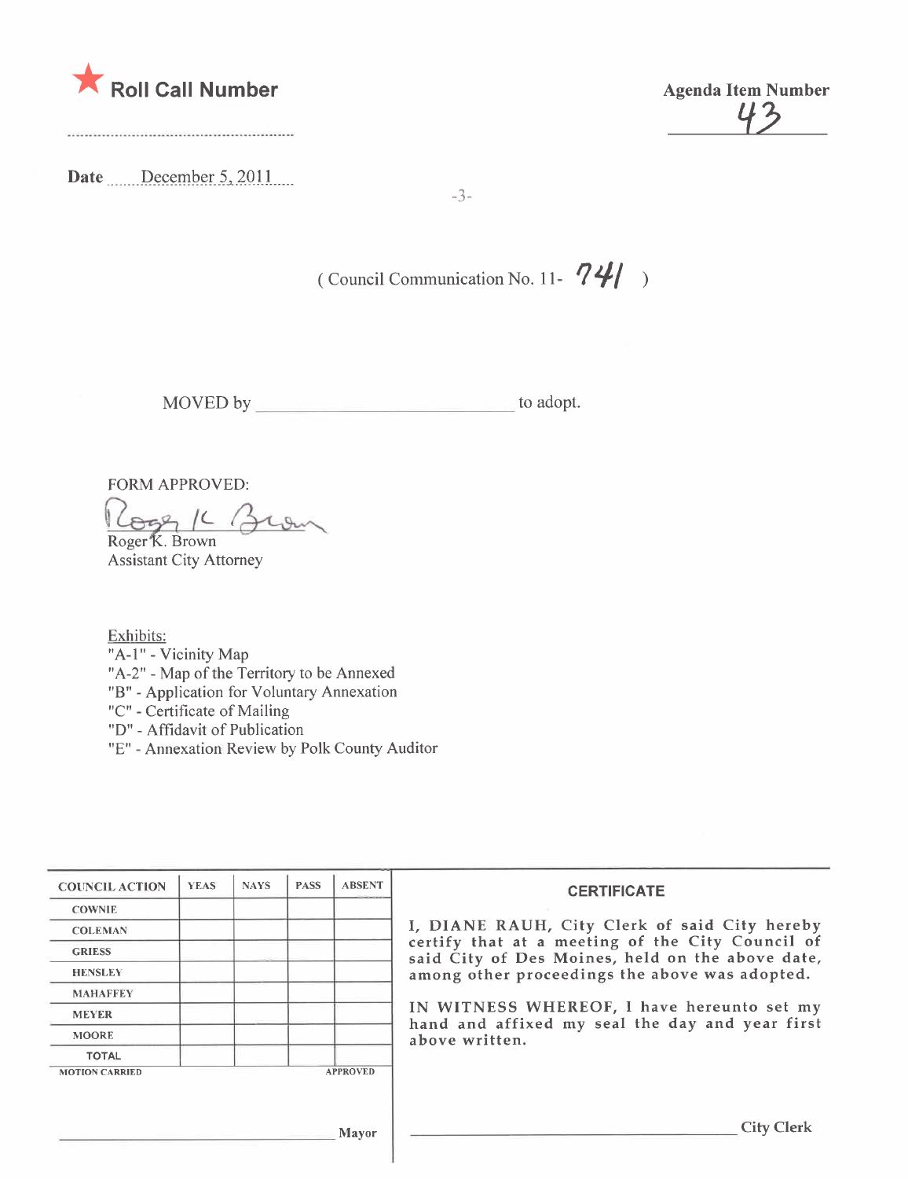★ **Roll Call Number**

..........................................................

**Agenda Item Number**

43

**Date** December 5, 2011

( Council Communication No. 11- 741 )

MOVED by ______________________________ to adopt.

FORM APPROVED:

Roger K. Brown
Assistant City Attorney

Exhibits:
"A-1" - Vicinity Map
"A-2" - Map of the Territory to be Annexed
"B" - Application for Voluntary Annexation
"C" - Certificate of Mailing
"D" - Affidavit of Publication
"E" - Annexation Review by Polk County Auditor

| COUNCIL ACTION | YEAS | NAYS | PASS | ABSENT |
|---|---|---|---|---|
| COWNIE | | | | |
| COLEMAN | | | | |
| GRIESS | | | | |
| HENSLEY | | | | |
| MAHAFFEY | | | | |
| MEYER | | | | |
| MOORE | | | | |
| TOTAL | | | | |

MOTION CARRIED APPROVED

______________________________ Mayor

**CERTIFICATE**

I, DIANE RAUH, City Clerk of said City hereby certify that at a meeting of the City Council of said City of Des Moines, held on the above date, among other proceedings the above was adopted.

IN WITNESS WHEREOF, I have hereunto set my hand and affixed my seal the day and year first above written.

______________________________ City Clerk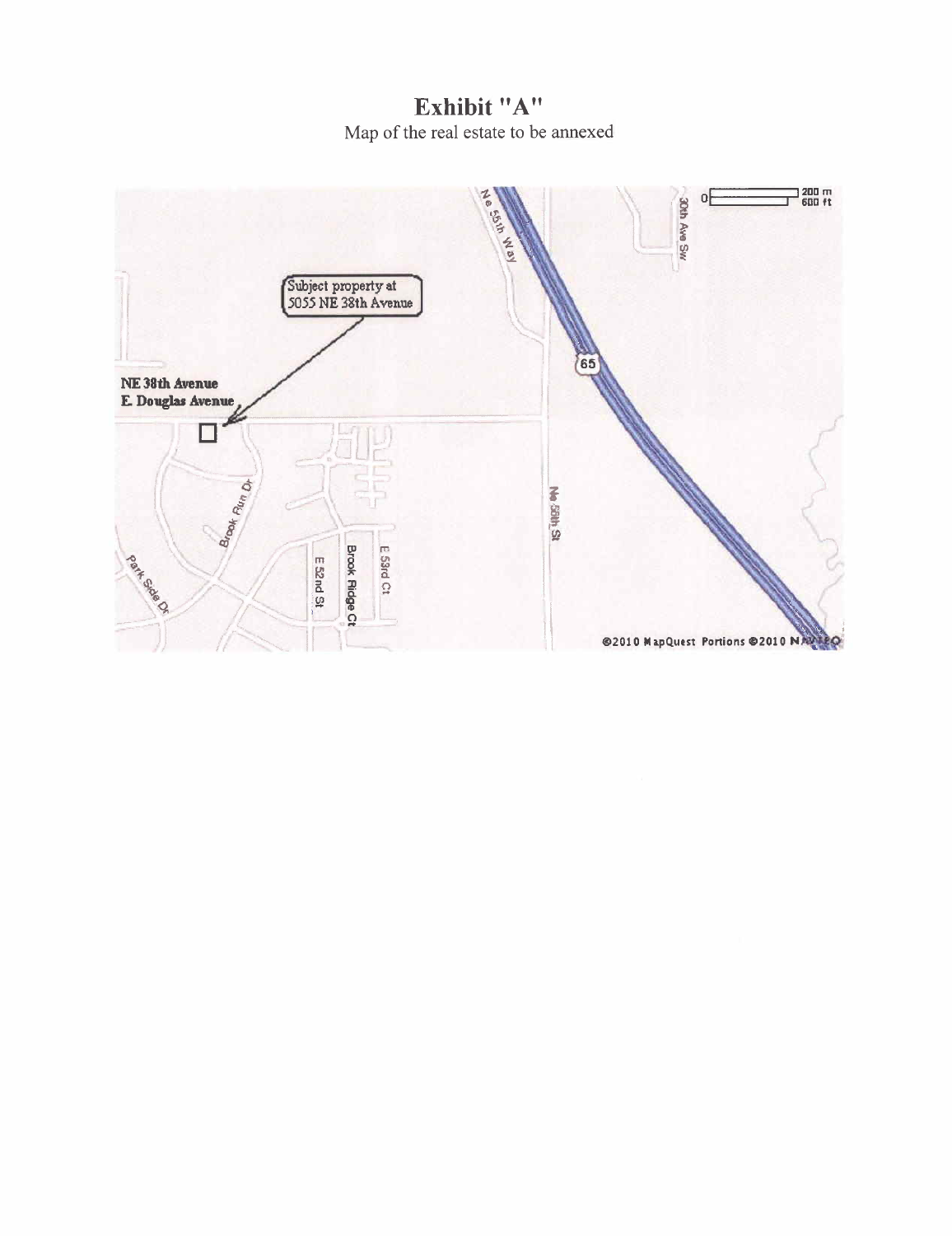# Exhibit "A"

Map of the real estate to be annexed

Subject property at 5055 NE 38th Avenue

NE 38th Avenue
E. Douglas Avenue

Ne 55th Way

30th Ave Sw

65

Brook Run Dr

Park Side Dr

E 52nd St

Brook Ridge Ct

E 53rd Ct

Ne 56th St

0 200 m 600 ft

©2010 MapQuest Portions ©2010 NAVTEQ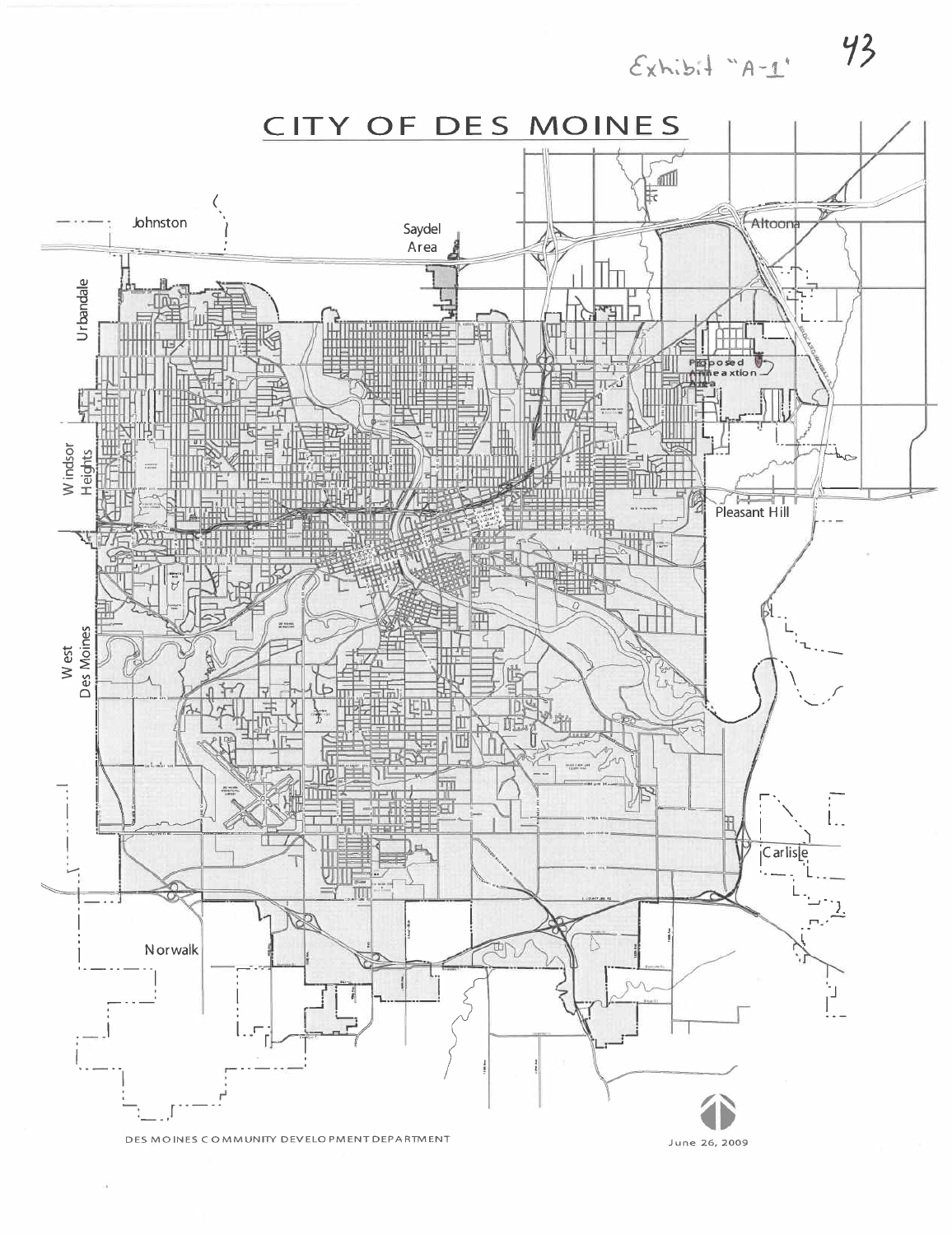Exhibit "A-1"

# CITY OF DES MOINES

Johnston

Saydel Area

Altoona

Urbandale

Proposed Anneaxtion Area

Windsor Heights

Pleasant Hill

West Des Moines

Carlisle

Norwalk

DES MOINES COMMUNITY DEVELOPMENT DEPARTMENT

June 26, 2009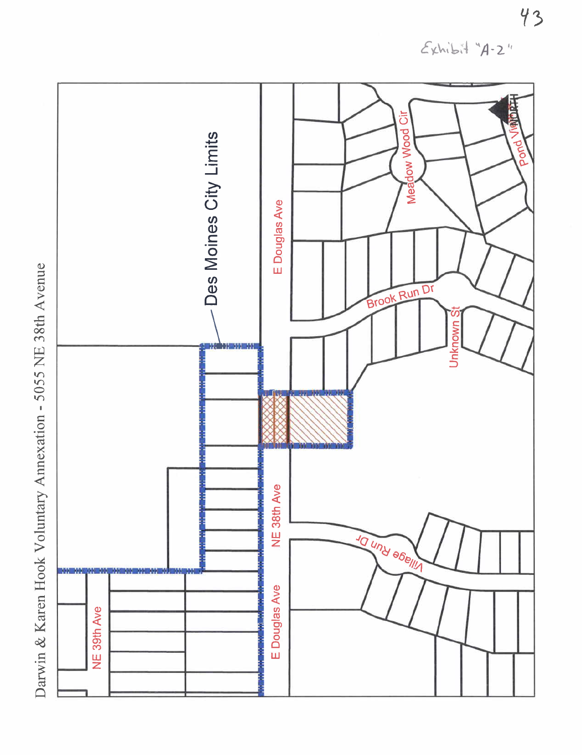Exhibit "A-2"

# Darwin & Karen Hook Voluntary Annexation - 5055 NE 38th Avenue

Des Moines City Limits

E Douglas Ave

Meadow Wood Cir

Pond View Dr

NORTH

Brook Run Dr

Unknown St

NE 38th Ave

Village Run Dr

NE 39th Ave

E Douglas Ave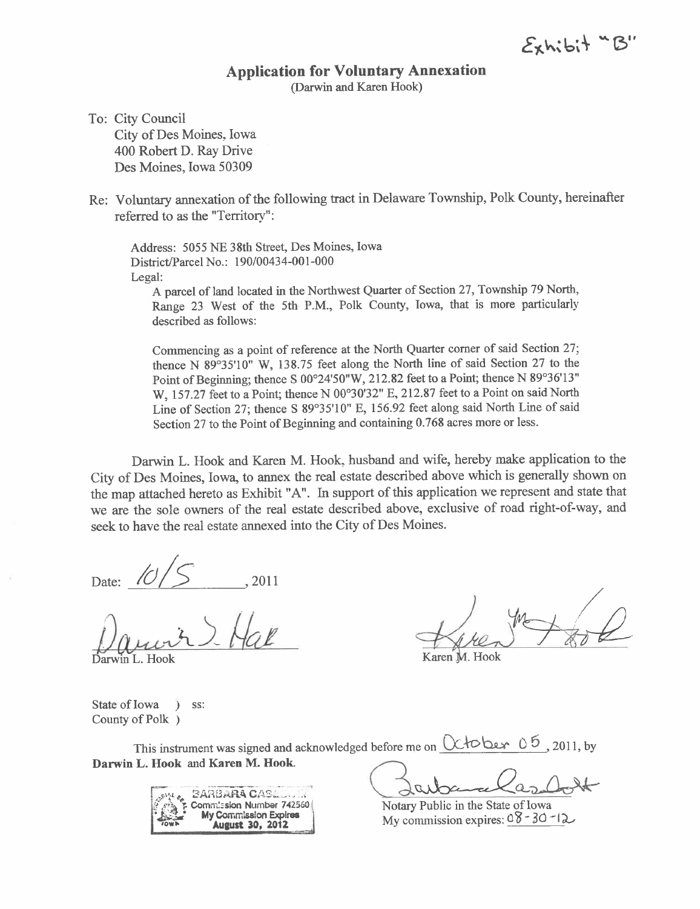Exhibit "B"

# Application for Voluntary Annexation

(Darwin and Karen Hook)

To: City Council
City of Des Moines, Iowa
400 Robert D. Ray Drive
Des Moines, Iowa 50309

Re: Voluntary annexation of the following tract in Delaware Township, Polk County, hereinafter referred to as the "Territory":

Address: 5055 NE 38th Street, Des Moines, Iowa
District/Parcel No.: 190/00434-001-000
Legal:

A parcel of land located in the Northwest Quarter of Section 27, Township 79 North, Range 23 West of the 5th P.M., Polk County, Iowa, that is more particularly described as follows:

Commencing as a point of reference at the North Quarter corner of said Section 27; thence N 89°35'10" W, 138.75 feet along the North line of said Section 27 to the Point of Beginning; thence S 00°24'50"W, 212.82 feet to a Point; thence N 89°36'13" W, 157.27 feet to a Point; thence N 00°30'32" E, 212.87 feet to a Point on said North Line of Section 27; thence S 89°35'10" E, 156.92 feet along said North Line of said Section 27 to the Point of Beginning and containing 0.768 acres more or less.

Darwin L. Hook and Karen M. Hook, husband and wife, hereby make application to the City of Des Moines, Iowa, to annex the real estate described above which is generally shown on the map attached hereto as Exhibit "A". In support of this application we represent and state that we are the sole owners of the real estate described above, exclusive of road right-of-way, and seek to have the real estate annexed into the City of Des Moines.

Date: 10/5, 2011

Darwin L. Hook

Karen M. Hook

State of Iowa ) ss:
County of Polk )

This instrument was signed and acknowledged before me on October 05, 2011, by **Darwin L. Hook** and **Karen M. Hook**.

BARBARA CAS...
Commission Number 742560
My Commission Expires
August 30, 2012

Notary Public in the State of Iowa
My commission expires: 08-30-12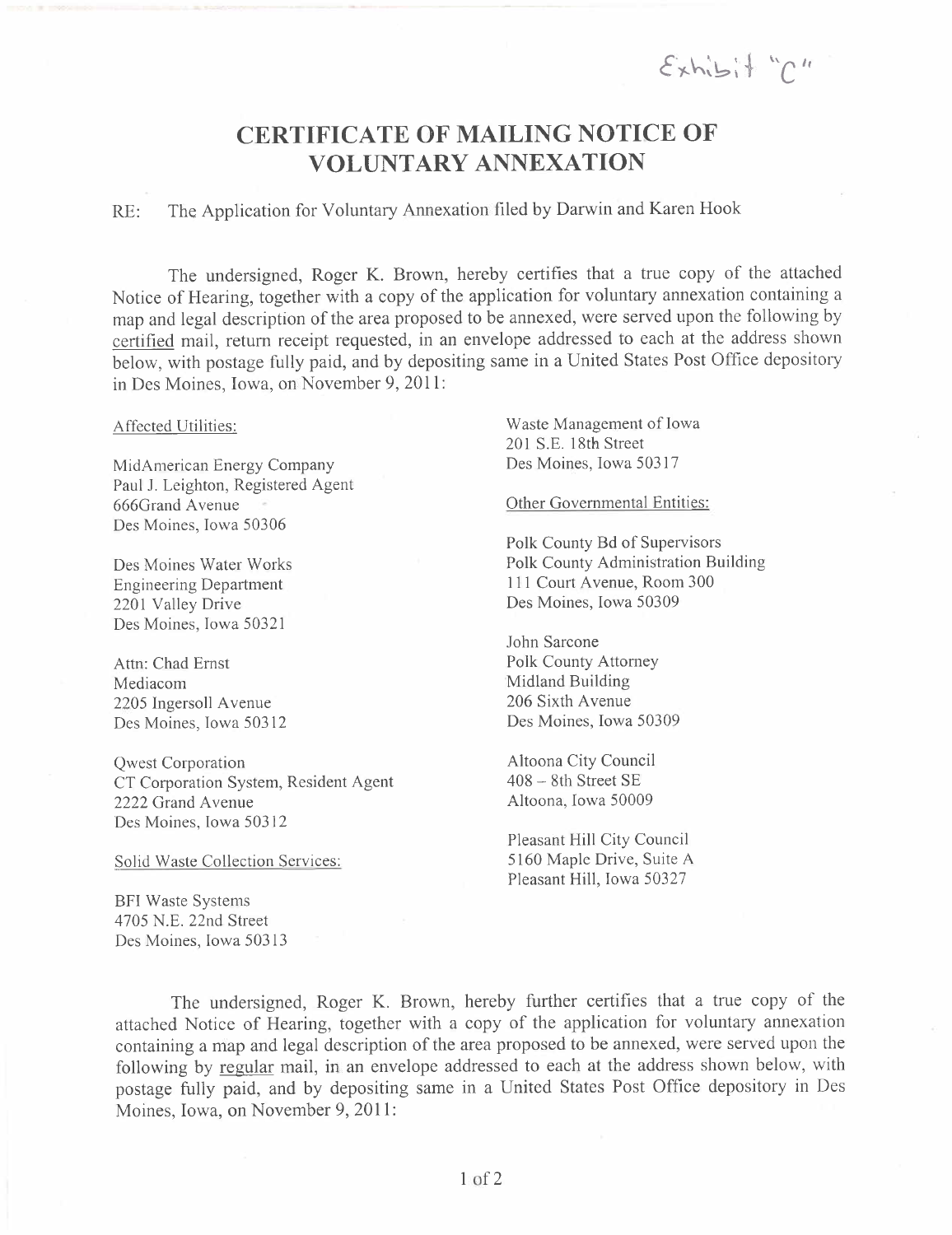Exhibit "C"

# CERTIFICATE OF MAILING NOTICE OF VOLUNTARY ANNEXATION

RE: The Application for Voluntary Annexation filed by Darwin and Karen Hook

The undersigned, Roger K. Brown, hereby certifies that a true copy of the attached Notice of Hearing, together with a copy of the application for voluntary annexation containing a map and legal description of the area proposed to be annexed, were served upon the following by certified mail, return receipt requested, in an envelope addressed to each at the address shown below, with postage fully paid, and by depositing same in a United States Post Office depository in Des Moines, Iowa, on November 9, 2011:

Affected Utilities:

MidAmerican Energy Company
Paul J. Leighton, Registered Agent
666Grand Avenue
Des Moines, Iowa 50306

Des Moines Water Works
Engineering Department
2201 Valley Drive
Des Moines, Iowa 50321

Attn: Chad Ernst
Mediacom
2205 Ingersoll Avenue
Des Moines, Iowa 50312

Qwest Corporation
CT Corporation System, Resident Agent
2222 Grand Avenue
Des Moines, Iowa 50312

Solid Waste Collection Services:

BFI Waste Systems
4705 N.E. 22nd Street
Des Moines, Iowa 50313

Waste Management of Iowa
201 S.E. 18th Street
Des Moines, Iowa 50317

Other Governmental Entities:

Polk County Bd of Supervisors
Polk County Administration Building
111 Court Avenue, Room 300
Des Moines, Iowa 50309

John Sarcone
Polk County Attorney
Midland Building
206 Sixth Avenue
Des Moines, Iowa 50309

Altoona City Council
408 – 8th Street SE
Altoona, Iowa 50009

Pleasant Hill City Council
5160 Maple Drive, Suite A
Pleasant Hill, Iowa 50327

The undersigned, Roger K. Brown, hereby further certifies that a true copy of the attached Notice of Hearing, together with a copy of the application for voluntary annexation containing a map and legal description of the area proposed to be annexed, were served upon the following by regular mail, in an envelope addressed to each at the address shown below, with postage fully paid, and by depositing same in a United States Post Office depository in Des Moines, Iowa, on November 9, 2011: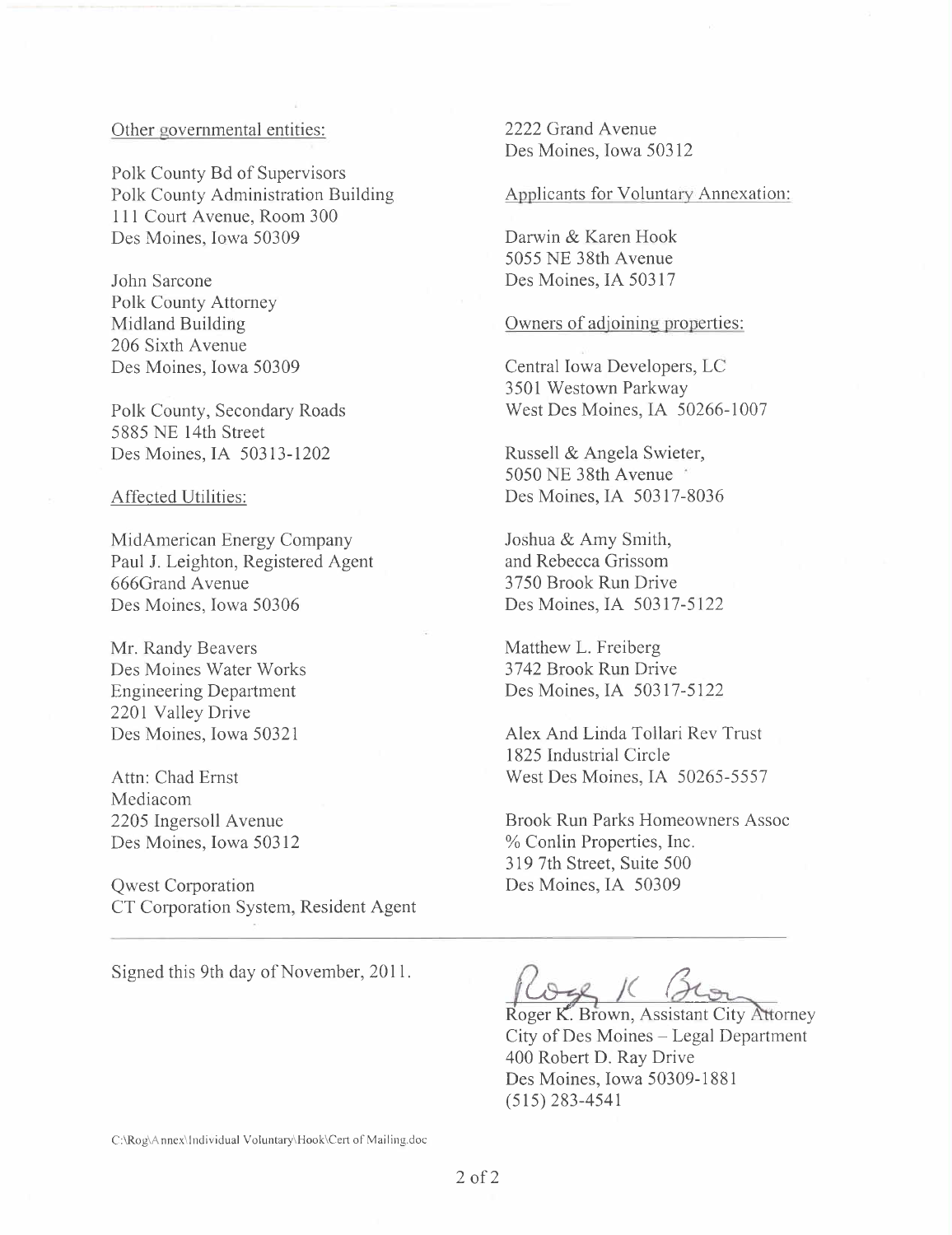Other governmental entities:

Polk County Bd of Supervisors
Polk County Administration Building
111 Court Avenue, Room 300
Des Moines, Iowa 50309

John Sarcone
Polk County Attorney
Midland Building
206 Sixth Avenue
Des Moines, Iowa 50309

Polk County, Secondary Roads
5885 NE 14th Street
Des Moines, IA 50313-1202

Affected Utilities:

MidAmerican Energy Company
Paul J. Leighton, Registered Agent
666Grand Avenue
Des Moines, Iowa 50306

Mr. Randy Beavers
Des Moines Water Works
Engineering Department
2201 Valley Drive
Des Moines, Iowa 50321

Attn: Chad Ernst
Mediacom
2205 Ingersoll Avenue
Des Moines, Iowa 50312

Qwest Corporation
CT Corporation System, Resident Agent
2222 Grand Avenue
Des Moines, Iowa 50312

Applicants for Voluntary Annexation:

Darwin & Karen Hook
5055 NE 38th Avenue
Des Moines, IA 50317

Owners of adjoining properties:

Central Iowa Developers, LC
3501 Westown Parkway
West Des Moines, IA 50266-1007

Russell & Angela Swieter,
5050 NE 38th Avenue
Des Moines, IA 50317-8036

Joshua & Amy Smith,
and Rebecca Grissom
3750 Brook Run Drive
Des Moines, IA 50317-5122

Matthew L. Freiberg
3742 Brook Run Drive
Des Moines, IA 50317-5122

Alex And Linda Tollari Rev Trust
1825 Industrial Circle
West Des Moines, IA 50265-5557

Brook Run Parks Homeowners Assoc
% Conlin Properties, Inc.
319 7th Street, Suite 500
Des Moines, IA 50309

---

Signed this 9th day of November, 2011.

Roger K. Brown, Assistant City Attorney
City of Des Moines – Legal Department
400 Robert D. Ray Drive
Des Moines, Iowa 50309-1881
(515) 283-4541

C:\Rog\Annex\Individual Voluntary\Hook\Cert of Mailing.doc